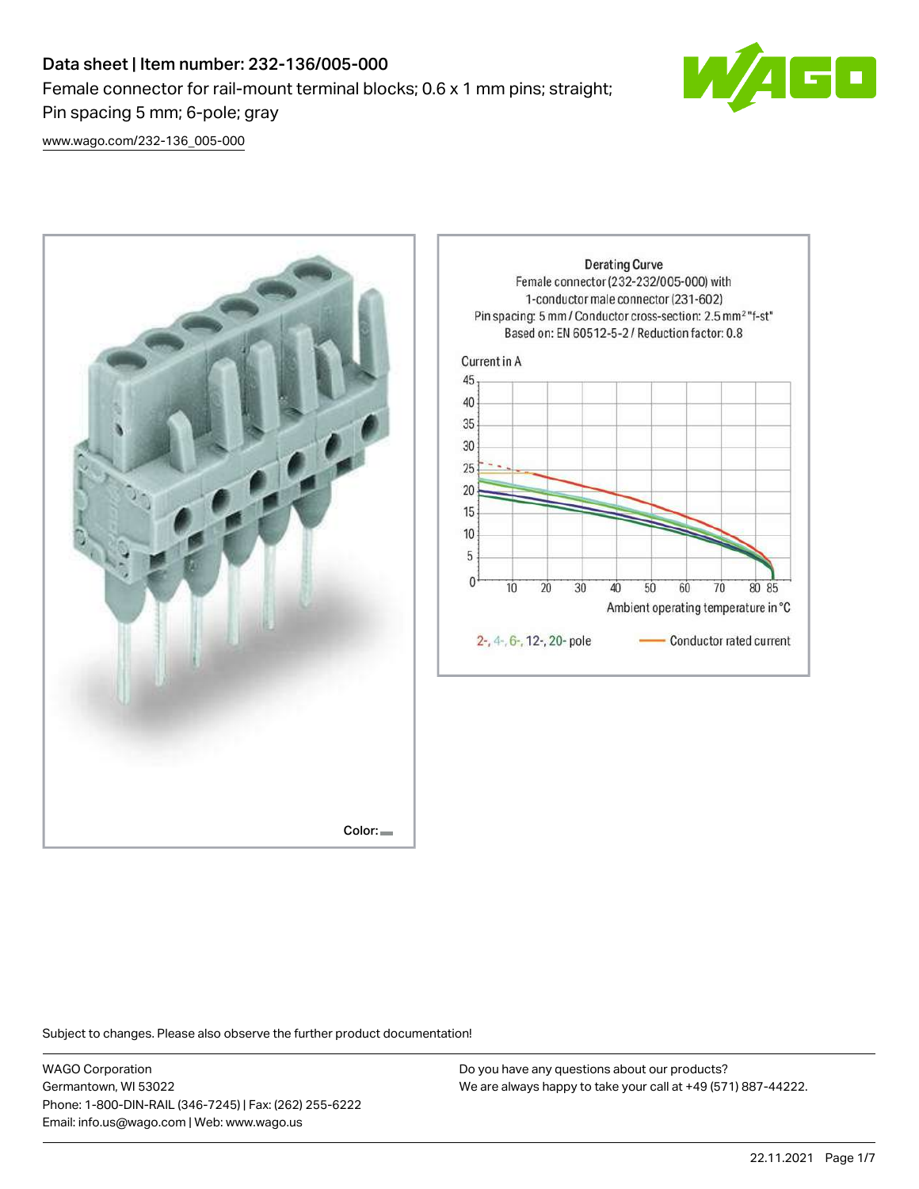# Data sheet | Item number: 232-136/005-000

Female connector for rail-mount terminal blocks; 0.6 x 1 mm pins; straight; Pin spacing 5 mm; 6-pole; gray

[www.wago.com/232-136_005-000](www.wago.com/232-136_005-000)

Color:

Derating Curve
Female connector (232-232/005-000) with 1-conductor male connector (231-602)
Pin spacing: 5 mm / Conductor cross-section: 2.5 mm² "f-st"
Based on: EN 60512-5-2 / Reduction factor: 0.8

Current in A

Ambient operating temperature in °C

2-, 4-, 6-, 12-, 20- pole — Conductor rated current

Subject to changes. Please also observe the further product documentation!

WAGO Corporation
Germantown, WI 53022
Phone: 1-800-DIN-RAIL (346-7245) | Fax: (262) 255-6222
Email: info.us@wago.com | Web: www.wago.us

Do you have any questions about our products?
We are always happy to take your call at +49 (571) 887-44222.

22.11.2021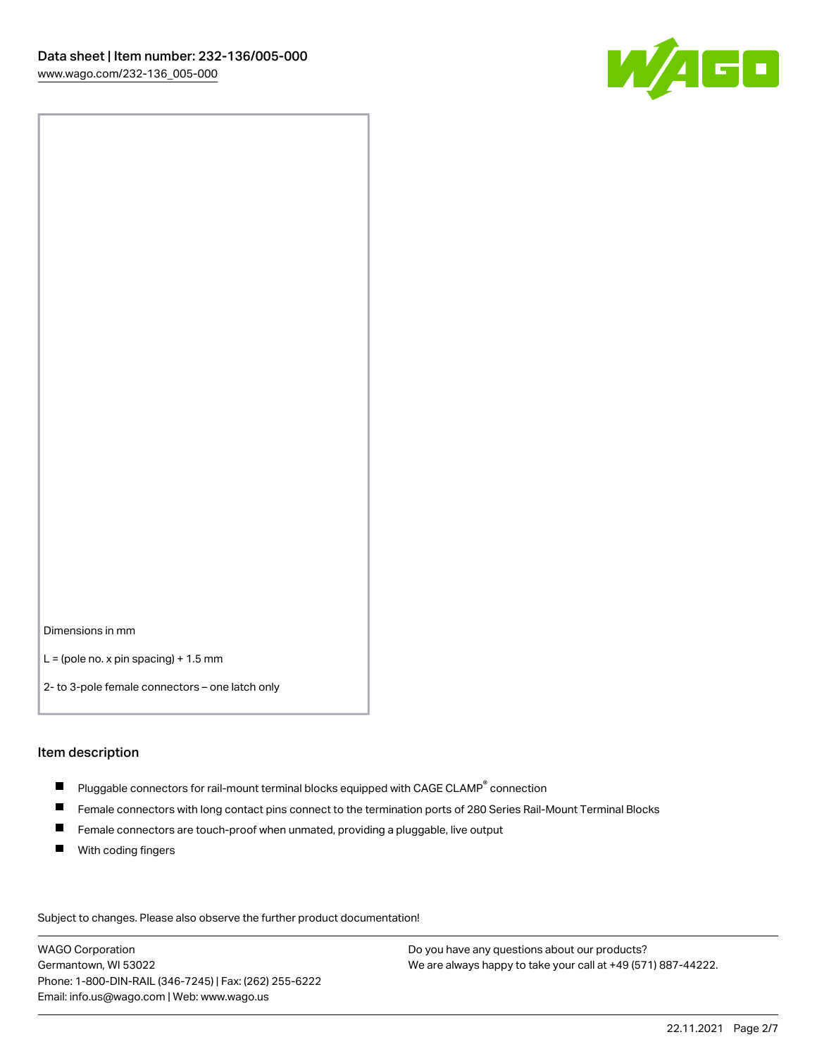Dimensions in mm

L = (pole no. x pin spacing) + 1.5 mm

2- to 3-pole female connectors – one latch only

## Item description

- Pluggable connectors for rail-mount terminal blocks equipped with CAGE CLAMP® connection
- Female connectors with long contact pins connect to the termination ports of 280 Series Rail-Mount Terminal Blocks
- Female connectors are touch-proof when unmated, providing a pluggable, live output
- With coding fingers

Subject to changes. Please also observe the further product documentation!

WAGO Corporation
Germantown, WI 53022
Phone: 1-800-DIN-RAIL (346-7245) | Fax: (262) 255-6222
Email: info.us@wago.com | Web: www.wago.us

Do you have any questions about our products?
We are always happy to take your call at +49 (571) 887-44222.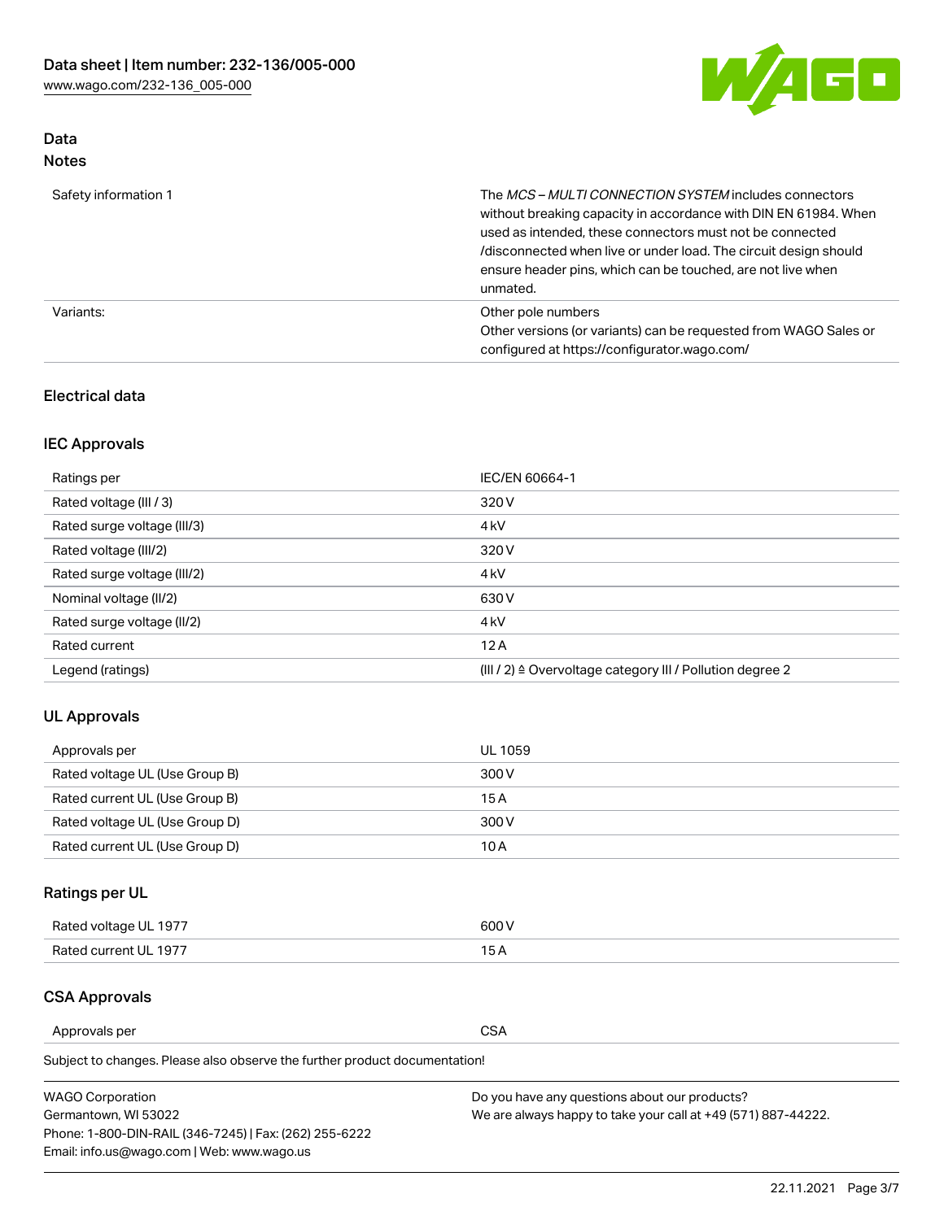## Data

### Notes

| | |
|---|---|
| Safety information 1 | The *MCS – MULTI CONNECTION SYSTEM* includes connectors without breaking capacity in accordance with DIN EN 61984. When used as intended, these connectors must not be connected /disconnected when live or under load. The circuit design should ensure header pins, which can be touched, are not live when unmated. |
| Variants: | Other pole numbers<br>Other versions (or variants) can be requested from WAGO Sales or configured at https://configurator.wago.com/ |

## Electrical data

### IEC Approvals

| | |
|---|---|
| Ratings per | IEC/EN 60664-1 |
| Rated voltage (III / 3) | 320 V |
| Rated surge voltage (III/3) | 4 kV |
| Rated voltage (III/2) | 320 V |
| Rated surge voltage (III/2) | 4 kV |
| Nominal voltage (II/2) | 630 V |
| Rated surge voltage (II/2) | 4 kV |
| Rated current | 12 A |
| Legend (ratings) | (III / 2) ≙ Overvoltage category III / Pollution degree 2 |

### UL Approvals

| | |
|---|---|
| Approvals per | UL 1059 |
| Rated voltage UL (Use Group B) | 300 V |
| Rated current UL (Use Group B) | 15 A |
| Rated voltage UL (Use Group D) | 300 V |
| Rated current UL (Use Group D) | 10 A |

### Ratings per UL

| | |
|---|---|
| Rated voltage UL 1977 | 600 V |
| Rated current UL 1977 | 15 A |

### CSA Approvals

| | |
|---|---|
| Approvals per | CSA |

Subject to changes. Please also observe the further product documentation!

WAGO Corporation
Germantown, WI 53022
Phone: 1-800-DIN-RAIL (346-7245) | Fax: (262) 255-6222
Email: info.us@wago.com | Web: www.wago.us

Do you have any questions about our products?
We are always happy to take your call at +49 (571) 887-44222.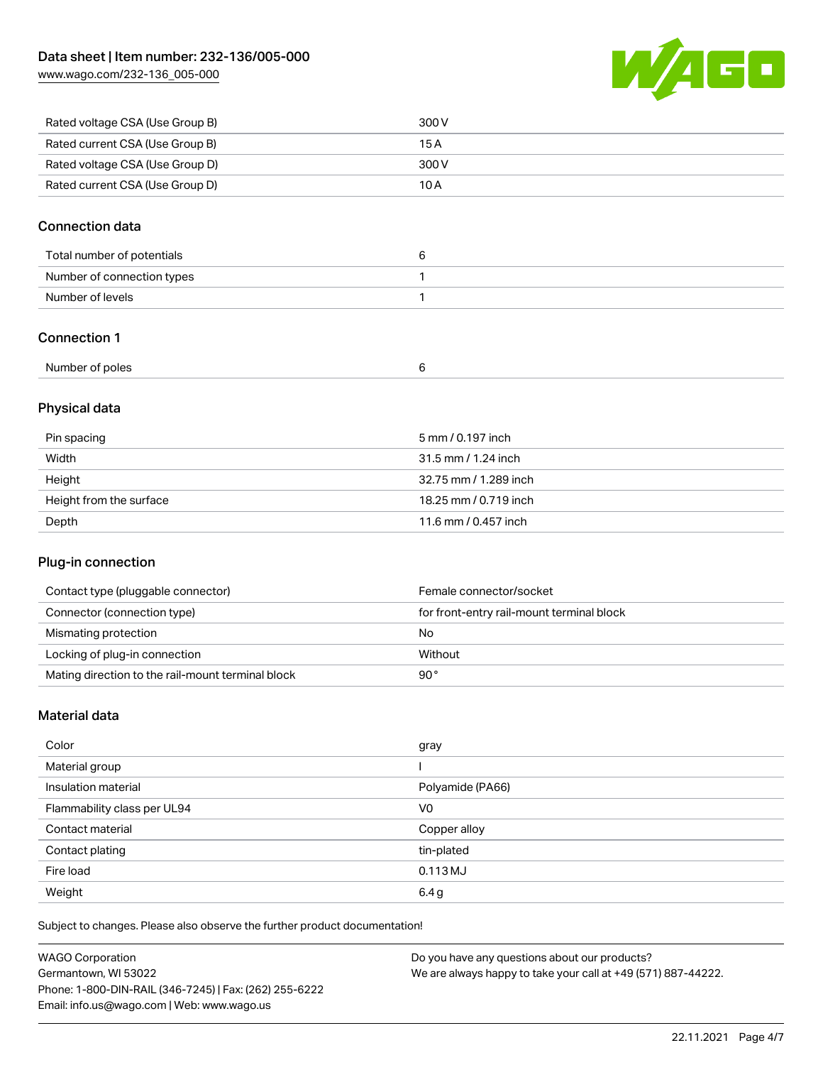| | |
|---|---|
| Rated voltage CSA (Use Group B) | 300 V |
| Rated current CSA (Use Group B) | 15 A |
| Rated voltage CSA (Use Group D) | 300 V |
| Rated current CSA (Use Group D) | 10 A |

## Connection data

| | |
|---|---|
| Total number of potentials | 6 |
| Number of connection types | 1 |
| Number of levels | 1 |

## Connection 1

| | |
|---|---|
| Number of poles | 6 |

## Physical data

| | |
|---|---|
| Pin spacing | 5 mm / 0.197 inch |
| Width | 31.5 mm / 1.24 inch |
| Height | 32.75 mm / 1.289 inch |
| Height from the surface | 18.25 mm / 0.719 inch |
| Depth | 11.6 mm / 0.457 inch |

## Plug-in connection

| | |
|---|---|
| Contact type (pluggable connector) | Female connector/socket |
| Connector (connection type) | for front-entry rail-mount terminal block |
| Mismating protection | No |
| Locking of plug-in connection | Without |
| Mating direction to the rail-mount terminal block | 90 ° |

## Material data

| | |
|---|---|
| Color | gray |
| Material group | I |
| Insulation material | Polyamide (PA66) |
| Flammability class per UL94 | V0 |
| Contact material | Copper alloy |
| Contact plating | tin-plated |
| Fire load | 0.113 MJ |
| Weight | 6.4 g |

Subject to changes. Please also observe the further product documentation!

WAGO Corporation
Germantown, WI 53022
Phone: 1-800-DIN-RAIL (346-7245) | Fax: (262) 255-6222
Email: info.us@wago.com | Web: www.wago.us

Do you have any questions about our products?
We are always happy to take your call at +49 (571) 887-44222.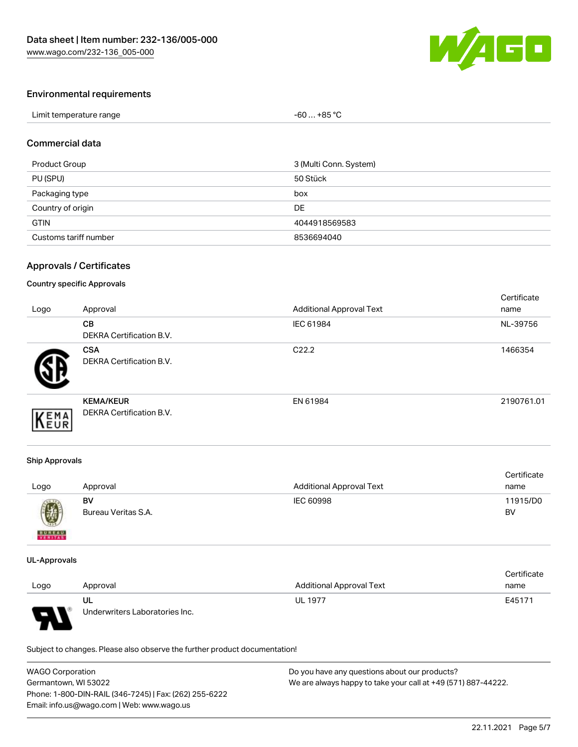## Environmental requirements

| Limit temperature range | -60 … +85 °C |
|---|---|

## Commercial data

| Product Group | 3 (Multi Conn. System) |
|---|---|
| PU (SPU) | 50 Stück |
| Packaging type | box |
| Country of origin | DE |
| GTIN | 4044918569583 |
| Customs tariff number | 8536694040 |

## Approvals / Certificates

### Country specific Approvals

| Logo | Approval | Additional Approval Text | Certificate name |
|---|---|---|---|
| | **CB**<br>DEKRA Certification B.V. | IEC 61984 | NL-39756 |
| | **CSA**<br>DEKRA Certification B.V. | C22.2 | 1466354 |
| | **KEMA/KEUR**<br>DEKRA Certification B.V. | EN 61984 | 2190761.01 |

### Ship Approvals

| Logo | Approval | Additional Approval Text | Certificate name |
|---|---|---|---|
| | **BV**<br>Bureau Veritas S.A. | IEC 60998 | 11915/D0 BV |

### UL-Approvals

| Logo | Approval | Additional Approval Text | Certificate name |
|---|---|---|---|
| | **UL**<br>Underwriters Laboratories Inc. | UL 1977 | E45171 |

Subject to changes. Please also observe the further product documentation!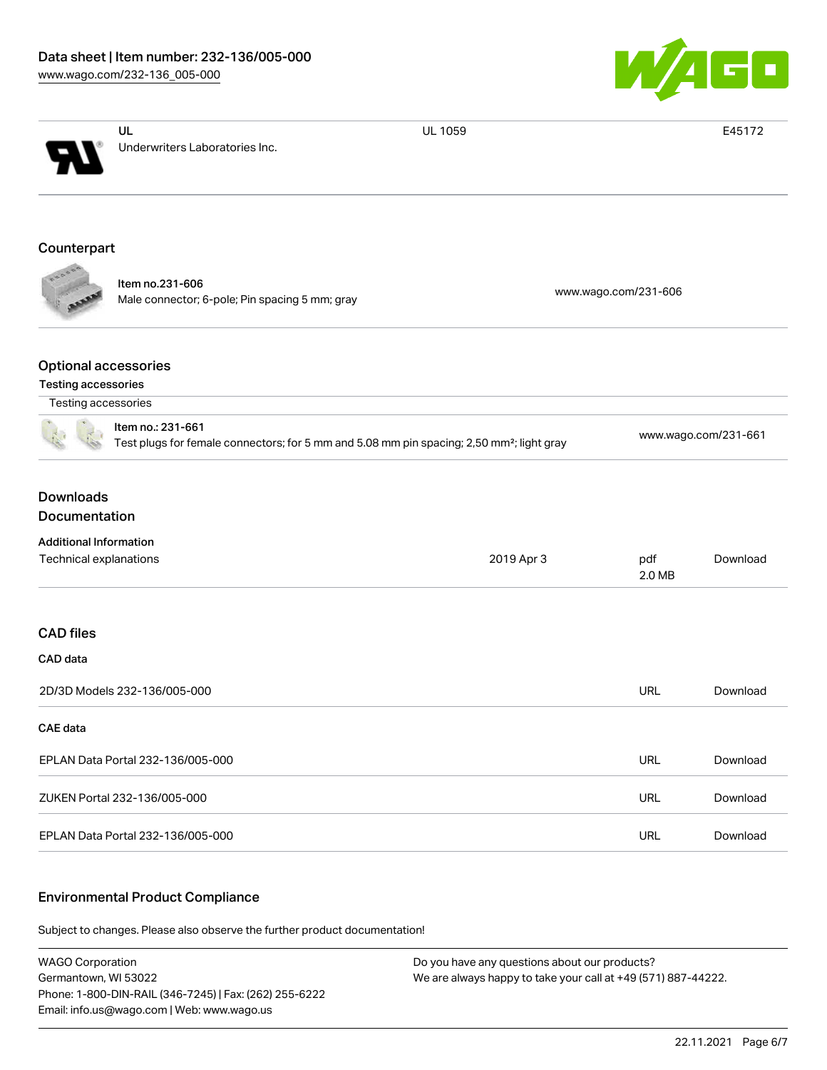| UL | Underwriters Laboratories Inc. | UL 1059 | E45172 |
| --- | --- | --- | --- |

## Counterpart

| Item no.231-606 Male connector; 6-pole; Pin spacing 5 mm; gray | www.wago.com/231-606 |
| --- | --- |

## Optional accessories

### Testing accessories

| Testing accessories | |
| --- | --- |
| Item no.: 231-661 Test plugs for female connectors; for 5 mm and 5.08 mm pin spacing; 2,50 mm²; light gray | www.wago.com/231-661 |

## Downloads

### Documentation

**Additional Information**

| Technical explanations | 2019 Apr 3 | pdf 2.0 MB | Download |
| --- | --- | --- | --- |

## CAD files

**CAD data**

| 2D/3D Models 232-136/005-000 | URL | Download |
| --- | --- | --- |

**CAE data**

| EPLAN Data Portal 232-136/005-000 | URL | Download |
| --- | --- | --- |
| ZUKEN Portal 232-136/005-000 | URL | Download |
| EPLAN Data Portal 232-136/005-000 | URL | Download |

## Environmental Product Compliance

Subject to changes. Please also observe the further product documentation!

WAGO Corporation
Germantown, WI 53022
Phone: 1-800-DIN-RAIL (346-7245) | Fax: (262) 255-6222
Email: info.us@wago.com | Web: www.wago.us

Do you have any questions about our products?
We are always happy to take your call at +49 (571) 887-44222.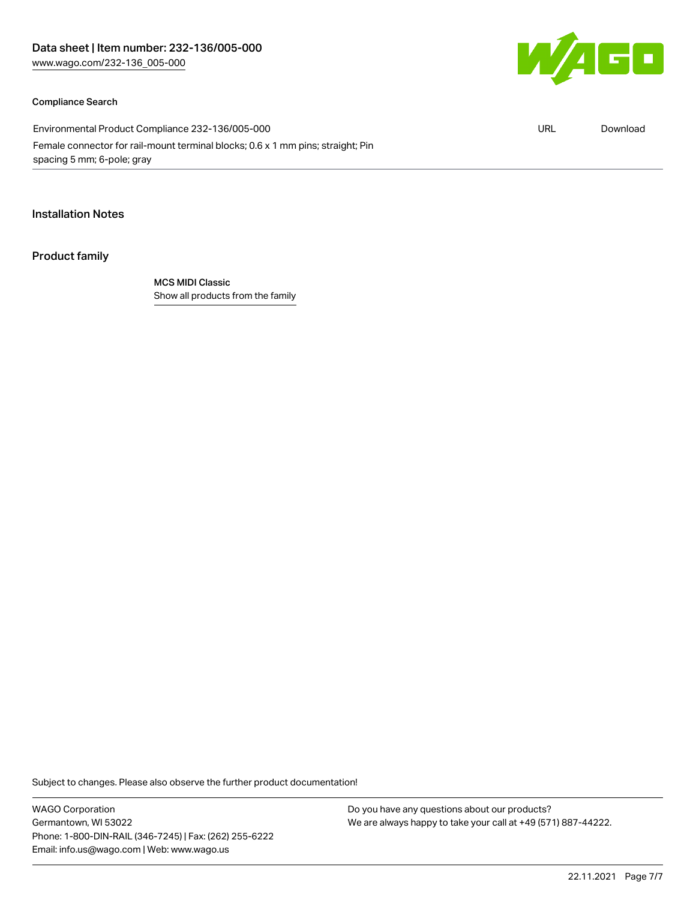#### Compliance Search

| | | |
|---|---|---|
| Environmental Product Compliance 232-136/005-000<br>Female connector for rail-mount terminal blocks; 0.6 x 1 mm pins; straight; Pin spacing 5 mm; 6-pole; gray | URL | Download |

## Installation Notes

## Product family

**MCS MIDI Classic**
Show all products from the family

Subject to changes. Please also observe the further product documentation!

WAGO Corporation
Germantown, WI 53022
Phone: 1-800-DIN-RAIL (346-7245) | Fax: (262) 255-6222
Email: info.us@wago.com | Web: www.wago.us

Do you have any questions about our products?
We are always happy to take your call at +49 (571) 887-44222.